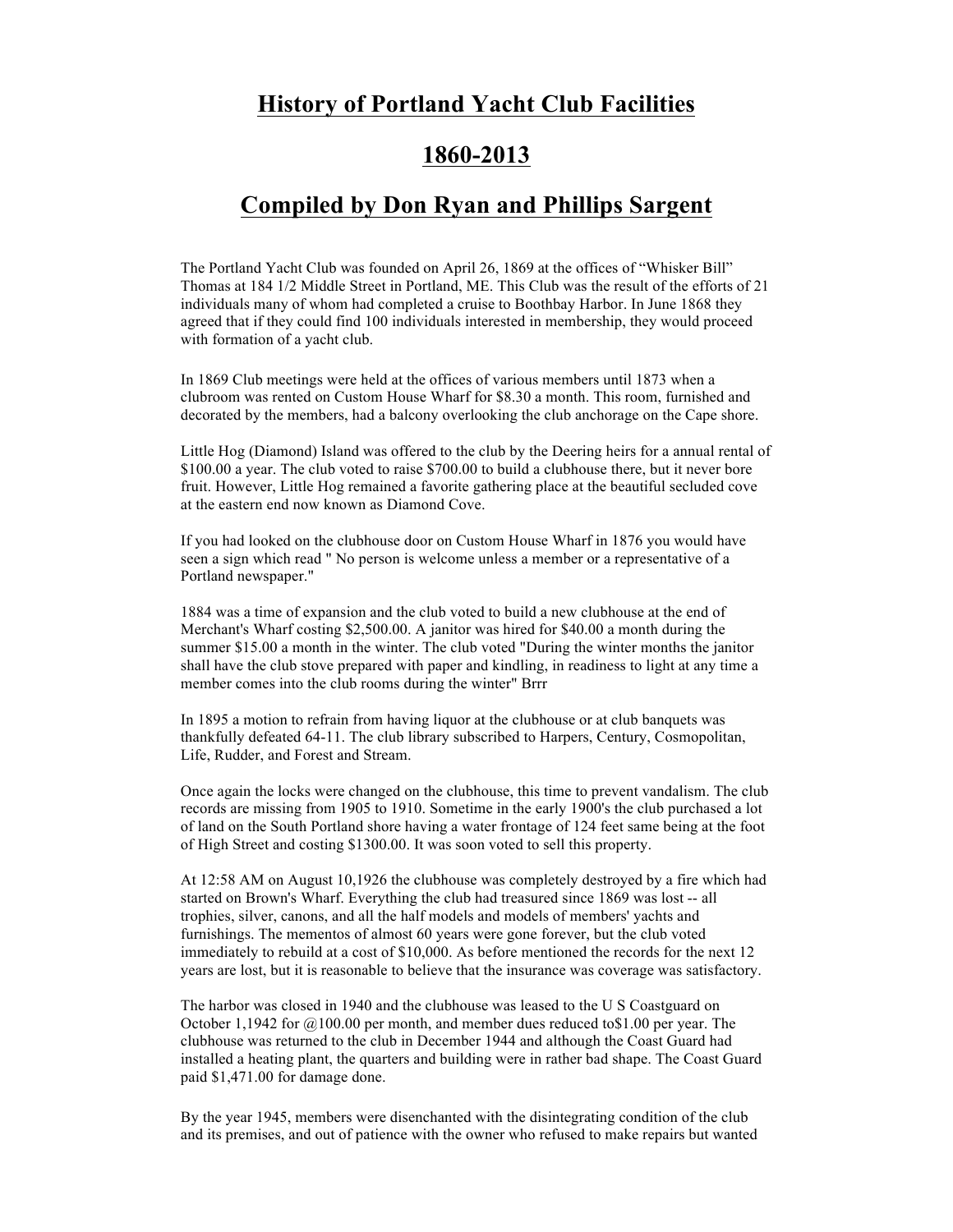# History of Portland Yacht Club Facilities

# 1860-2013

# Compiled by Don Ryan and Phillips Sargent

The Portland Yacht Club was founded on April 26, 1869 at the offices of "Whisker Bill" Thomas at 184 1/2 Middle Street in Portland, ME. This Club was the result of the efforts of 21 individuals many of whom had completed a cruise to Boothbay Harbor. In June 1868 they agreed that if they could find 100 individuals interested in membership, they would proceed with formation of a yacht club.

In 1869 Club meetings were held at the offices of various members until 1873 when a clubroom was rented on Custom House Wharf for $8.30 a month. This room, furnished and decorated by the members, had a balcony overlooking the club anchorage on the Cape shore.

Little Hog (Diamond) Island was offered to the club by the Deering heirs for a annual rental of $100.00 a year. The club voted to raise $700.00 to build a clubhouse there, but it never bore fruit. However, Little Hog remained a favorite gathering place at the beautiful secluded cove at the eastern end now known as Diamond Cove.

If you had looked on the clubhouse door on Custom House Wharf in 1876 you would have seen a sign which read " No person is welcome unless a member or a representative of a Portland newspaper."

1884 was a time of expansion and the club voted to build a new clubhouse at the end of Merchant's Wharf costing $2,500.00. A janitor was hired for $40.00 a month during the summer $15.00 a month in the winter. The club voted "During the winter months the janitor shall have the club stove prepared with paper and kindling, in readiness to light at any time a member comes into the club rooms during the winter" Brrr

In 1895 a motion to refrain from having liquor at the clubhouse or at club banquets was thankfully defeated 64-11. The club library subscribed to Harpers, Century, Cosmopolitan, Life, Rudder, and Forest and Stream.

Once again the locks were changed on the clubhouse, this time to prevent vandalism. The club records are missing from 1905 to 1910. Sometime in the early 1900's the club purchased a lot of land on the South Portland shore having a water frontage of 124 feet same being at the foot of High Street and costing $1300.00. It was soon voted to sell this property.

At 12:58 AM on August 10,1926 the clubhouse was completely destroyed by a fire which had started on Brown's Wharf. Everything the club had treasured since 1869 was lost -- all trophies, silver, canons, and all the half models and models of members' yachts and furnishings. The mementos of almost 60 years were gone forever, but the club voted immediately to rebuild at a cost of $10,000. As before mentioned the records for the next 12 years are lost, but it is reasonable to believe that the insurance was coverage was satisfactory.

The harbor was closed in 1940 and the clubhouse was leased to the U S Coastguard on October 1,1942 for @100.00 per month, and member dues reduced to$1.00 per year. The clubhouse was returned to the club in December 1944 and although the Coast Guard had installed a heating plant, the quarters and building were in rather bad shape. The Coast Guard paid $1,471.00 for damage done.

By the year 1945, members were disenchanted with the disintegrating condition of the club and its premises, and out of patience with the owner who refused to make repairs but wanted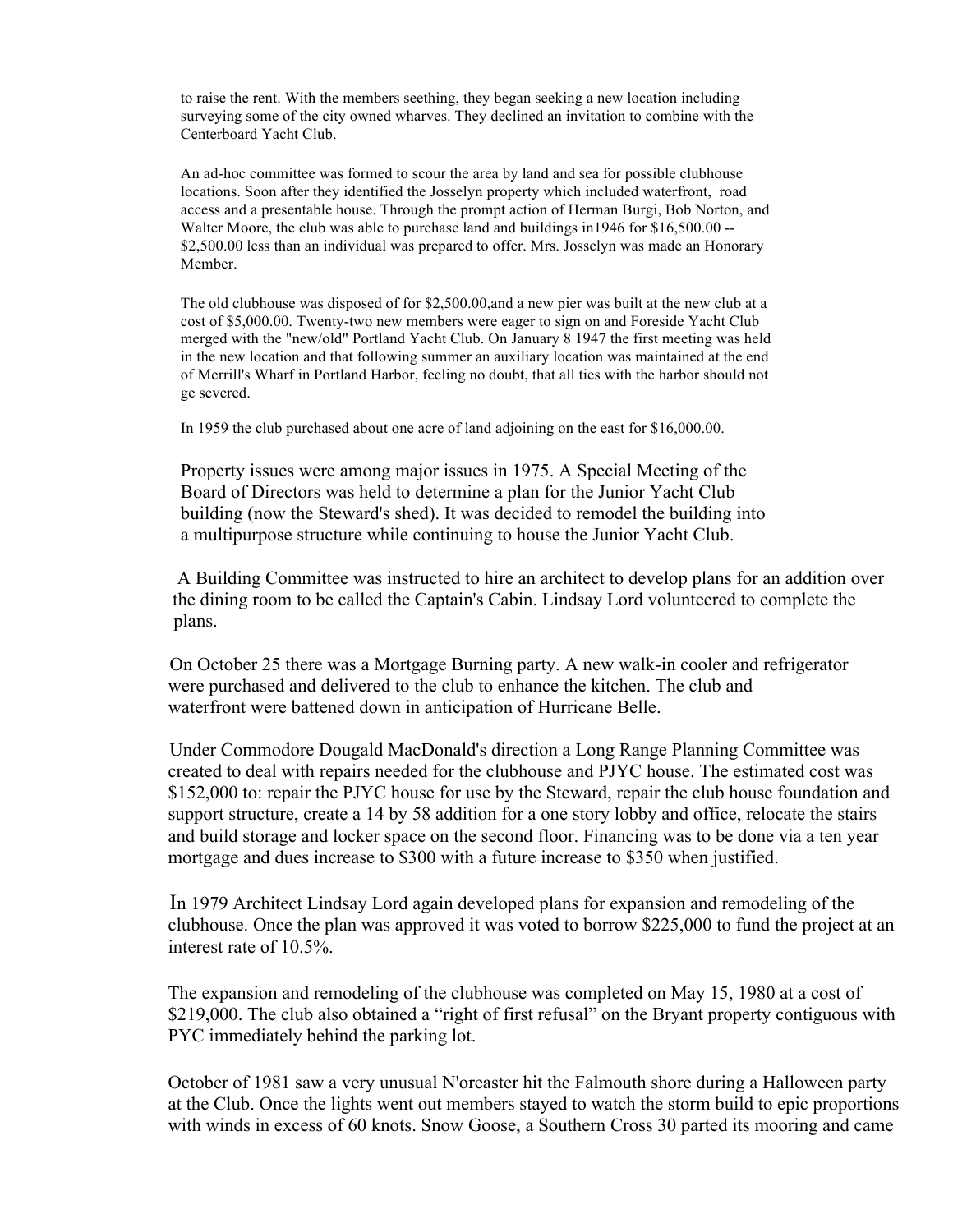to raise the rent. With the members seething, they began seeking a new location including surveying some of the city owned wharves. They declined an invitation to combine with the Centerboard Yacht Club.

An ad-hoc committee was formed to scour the area by land and sea for possible clubhouse locations. Soon after they identified the Josselyn property which included waterfront, road access and a presentable house. Through the prompt action of Herman Burgi, Bob Norton, and Walter Moore, the club was able to purchase land and buildings in1946 for $16,500.00 -- $2,500.00 less than an individual was prepared to offer. Mrs. Josselyn was made an Honorary Member.

The old clubhouse was disposed of for $2,500.00,and a new pier was built at the new club at a cost of $5,000.00. Twenty-two new members were eager to sign on and Foreside Yacht Club merged with the "new/old" Portland Yacht Club. On January 8 1947 the first meeting was held in the new location and that following summer an auxiliary location was maintained at the end of Merrill's Wharf in Portland Harbor, feeling no doubt, that all ties with the harbor should not ge severed.

In 1959 the club purchased about one acre of land adjoining on the east for $16,000.00.

Property issues were among major issues in 1975. A Special Meeting of the Board of Directors was held to determine a plan for the Junior Yacht Club building (now the Steward's shed). It was decided to remodel the building into a multipurpose structure while continuing to house the Junior Yacht Club.

A Building Committee was instructed to hire an architect to develop plans for an addition over the dining room to be called the Captain's Cabin. Lindsay Lord volunteered to complete the plans.

On October 25 there was a Mortgage Burning party. A new walk-in cooler and refrigerator were purchased and delivered to the club to enhance the kitchen. The club and waterfront were battened down in anticipation of Hurricane Belle.

Under Commodore Dougald MacDonald's direction a Long Range Planning Committee was created to deal with repairs needed for the clubhouse and PJYC house. The estimated cost was $152,000 to: repair the PJYC house for use by the Steward, repair the club house foundation and support structure, create a 14 by 58 addition for a one story lobby and office, relocate the stairs and build storage and locker space on the second floor. Financing was to be done via a ten year mortgage and dues increase to $300 with a future increase to $350 when justified.

In 1979 Architect Lindsay Lord again developed plans for expansion and remodeling of the clubhouse. Once the plan was approved it was voted to borrow $225,000 to fund the project at an interest rate of 10.5%.

The expansion and remodeling of the clubhouse was completed on May 15, 1980 at a cost of $219,000. The club also obtained a "right of first refusal" on the Bryant property contiguous with PYC immediately behind the parking lot.

October of 1981 saw a very unusual N'oreaster hit the Falmouth shore during a Halloween party at the Club. Once the lights went out members stayed to watch the storm build to epic proportions with winds in excess of 60 knots. Snow Goose, a Southern Cross 30 parted its mooring and came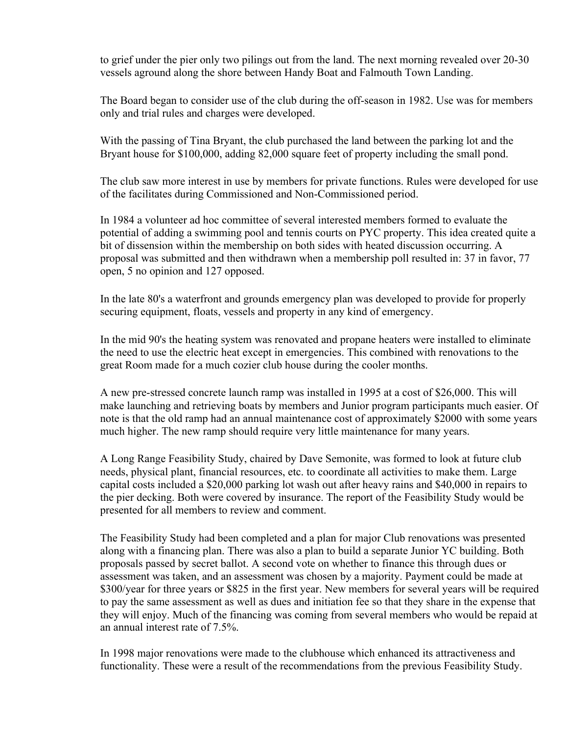to grief under the pier only two pilings out from the land. The next morning revealed over 20-30 vessels aground along the shore between Handy Boat and Falmouth Town Landing.

The Board began to consider use of the club during the off-season in 1982. Use was for members only and trial rules and charges were developed.

With the passing of Tina Bryant, the club purchased the land between the parking lot and the Bryant house for $100,000, adding 82,000 square feet of property including the small pond.

The club saw more interest in use by members for private functions. Rules were developed for use of the facilitates during Commissioned and Non-Commissioned period.

In 1984 a volunteer ad hoc committee of several interested members formed to evaluate the potential of adding a swimming pool and tennis courts on PYC property. This idea created quite a bit of dissension within the membership on both sides with heated discussion occurring. A proposal was submitted and then withdrawn when a membership poll resulted in: 37 in favor, 77 open, 5 no opinion and 127 opposed.

In the late 80's a waterfront and grounds emergency plan was developed to provide for properly securing equipment, floats, vessels and property in any kind of emergency.

In the mid 90's the heating system was renovated and propane heaters were installed to eliminate the need to use the electric heat except in emergencies. This combined with renovations to the great Room made for a much cozier club house during the cooler months.

A new pre-stressed concrete launch ramp was installed in 1995 at a cost of $26,000. This will make launching and retrieving boats by members and Junior program participants much easier. Of note is that the old ramp had an annual maintenance cost of approximately $2000 with some years much higher. The new ramp should require very little maintenance for many years.

A Long Range Feasibility Study, chaired by Dave Semonite, was formed to look at future club needs, physical plant, financial resources, etc. to coordinate all activities to make them. Large capital costs included a $20,000 parking lot wash out after heavy rains and $40,000 in repairs to the pier decking. Both were covered by insurance. The report of the Feasibility Study would be presented for all members to review and comment.

The Feasibility Study had been completed and a plan for major Club renovations was presented along with a financing plan. There was also a plan to build a separate Junior YC building. Both proposals passed by secret ballot. A second vote on whether to finance this through dues or assessment was taken, and an assessment was chosen by a majority. Payment could be made at $300/year for three years or $825 in the first year. New members for several years will be required to pay the same assessment as well as dues and initiation fee so that they share in the expense that they will enjoy. Much of the financing was coming from several members who would be repaid at an annual interest rate of 7.5%.

In 1998 major renovations were made to the clubhouse which enhanced its attractiveness and functionality. These were a result of the recommendations from the previous Feasibility Study.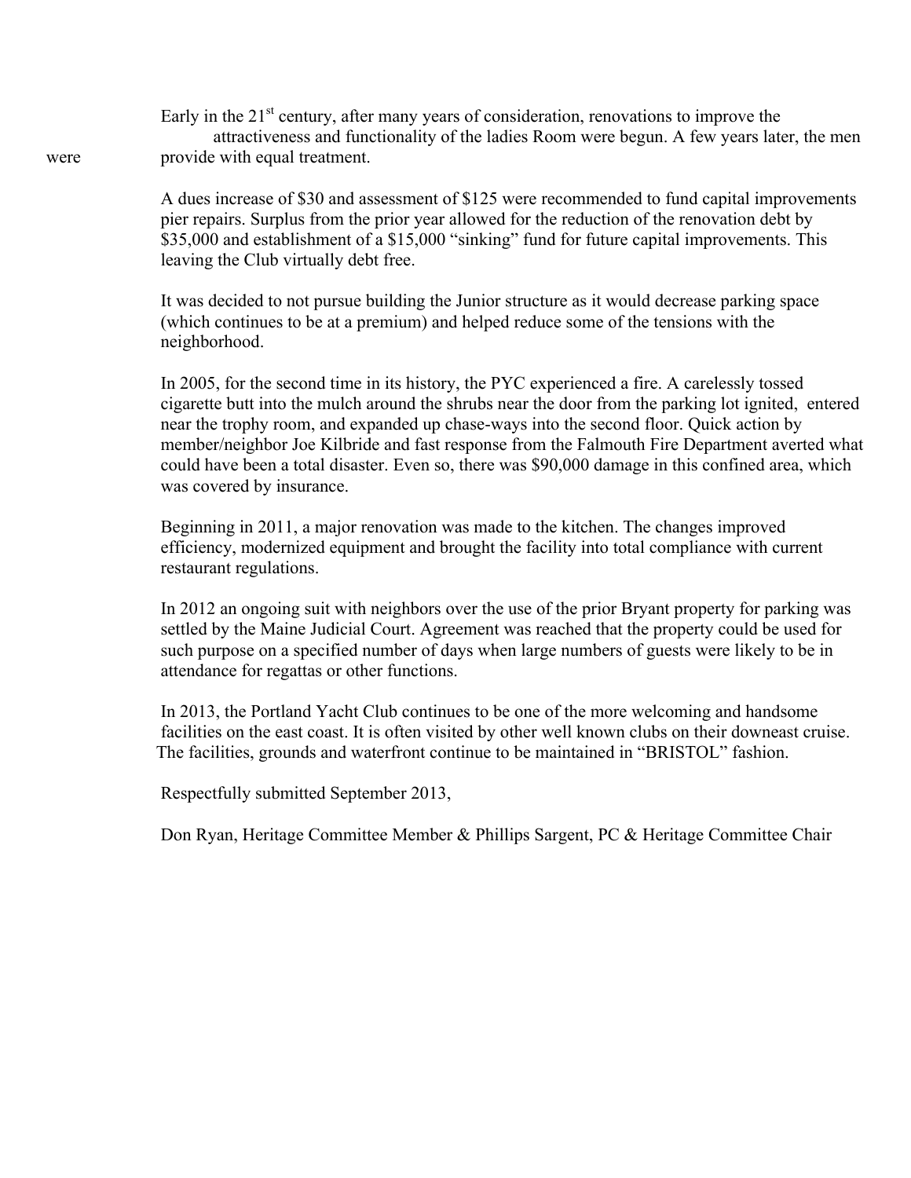Early in the 21st century, after many years of consideration, renovations to improve the attractiveness and functionality of the ladies Room were begun. A few years later, the men were provide with equal treatment.

A dues increase of $30 and assessment of $125 were recommended to fund capital improvements pier repairs. Surplus from the prior year allowed for the reduction of the renovation debt by $35,000 and establishment of a $15,000 "sinking" fund for future capital improvements. This leaving the Club virtually debt free.

It was decided to not pursue building the Junior structure as it would decrease parking space (which continues to be at a premium) and helped reduce some of the tensions with the neighborhood.

In 2005, for the second time in its history, the PYC experienced a fire. A carelessly tossed cigarette butt into the mulch around the shrubs near the door from the parking lot ignited, entered near the trophy room, and expanded up chase-ways into the second floor. Quick action by member/neighbor Joe Kilbride and fast response from the Falmouth Fire Department averted what could have been a total disaster. Even so, there was $90,000 damage in this confined area, which was covered by insurance.

Beginning in 2011, a major renovation was made to the kitchen. The changes improved efficiency, modernized equipment and brought the facility into total compliance with current restaurant regulations.

In 2012 an ongoing suit with neighbors over the use of the prior Bryant property for parking was settled by the Maine Judicial Court. Agreement was reached that the property could be used for such purpose on a specified number of days when large numbers of guests were likely to be in attendance for regattas or other functions.

In 2013, the Portland Yacht Club continues to be one of the more welcoming and handsome facilities on the east coast. It is often visited by other well known clubs on their downeast cruise. The facilities, grounds and waterfront continue to be maintained in "BRISTOL" fashion.

Respectfully submitted September 2013,

Don Ryan, Heritage Committee Member & Phillips Sargent, PC & Heritage Committee Chair